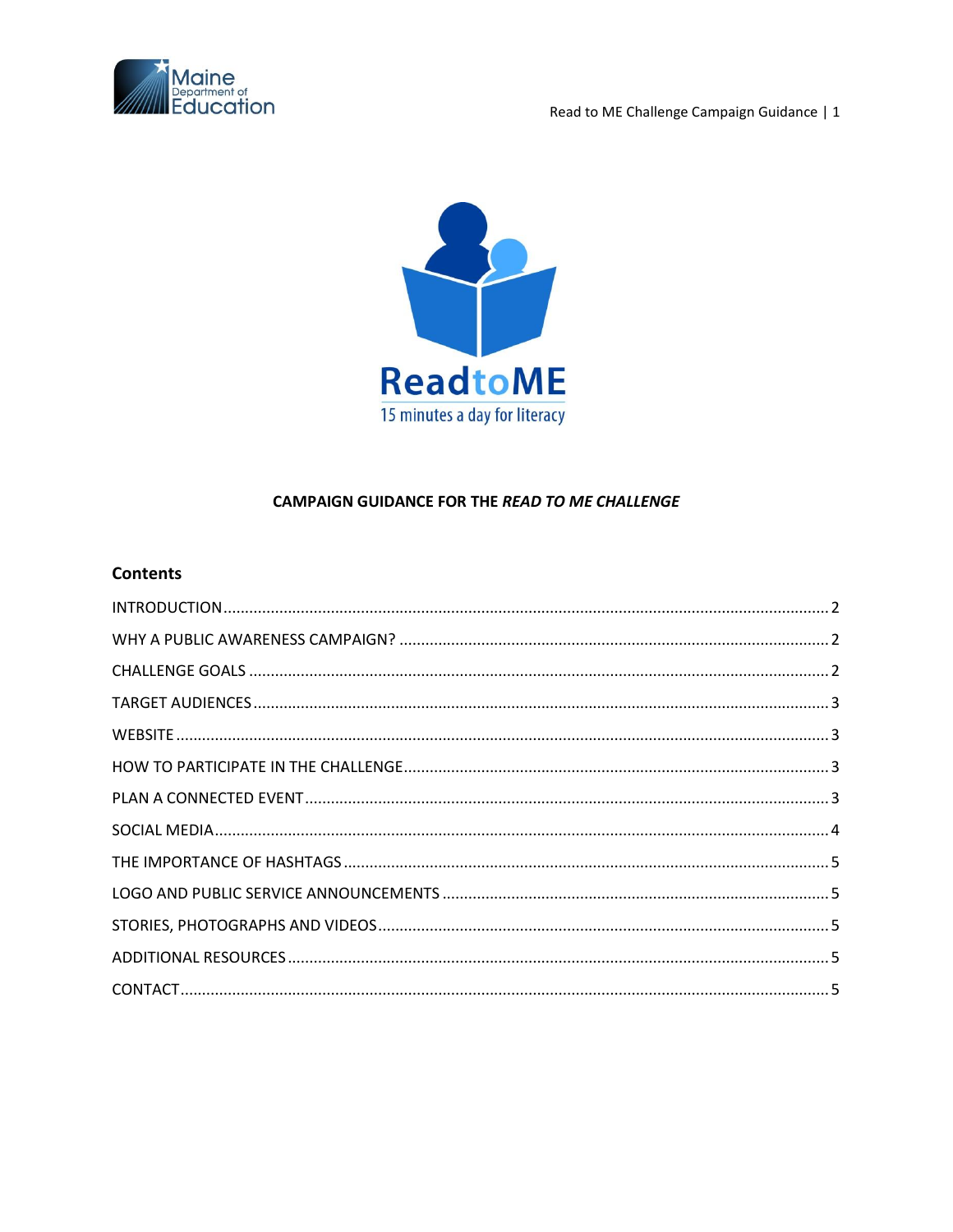ReadtoME

15 minutes a day for literacy

**CAMPAIGN GUIDANCE FOR THE *READ TO ME CHALLENGE***

## Contents

INTRODUCTION ........ 2

WHY A PUBLIC AWARENESS CAMPAIGN? ........ 2

CHALLENGE GOALS ........ 2

TARGET AUDIENCES ........ 3

WEBSITE ........ 3

HOW TO PARTICIPATE IN THE CHALLENGE ........ 3

PLAN A CONNECTED EVENT ........ 3

SOCIAL MEDIA ........ 4

THE IMPORTANCE OF HASHTAGS ........ 5

LOGO AND PUBLIC SERVICE ANNOUNCEMENTS ........ 5

STORIES, PHOTOGRAPHS AND VIDEOS ........ 5

ADDITIONAL RESOURCES ........ 5

CONTACT ........ 5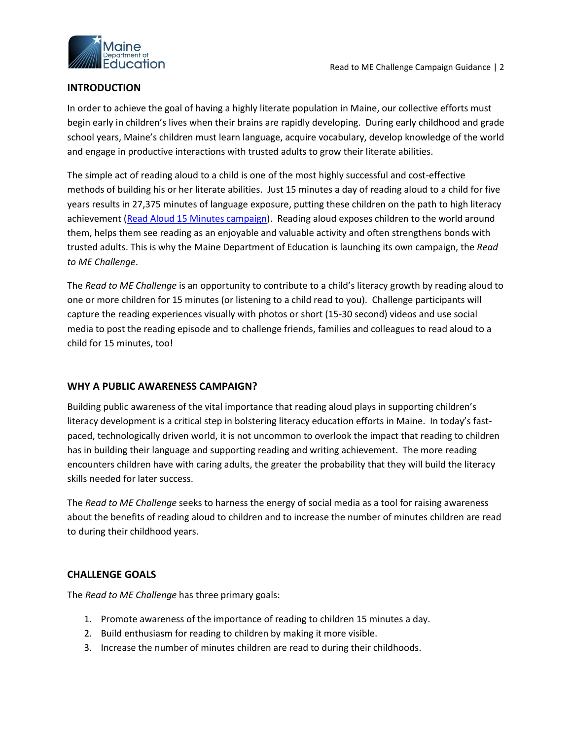## INTRODUCTION

In order to achieve the goal of having a highly literate population in Maine, our collective efforts must begin early in children's lives when their brains are rapidly developing. During early childhood and grade school years, Maine's children must learn language, acquire vocabulary, develop knowledge of the world and engage in productive interactions with trusted adults to grow their literate abilities.

The simple act of reading aloud to a child is one of the most highly successful and cost-effective methods of building his or her literate abilities. Just 15 minutes a day of reading aloud to a child for five years results in 27,375 minutes of language exposure, putting these children on the path to high literacy achievement (Read Aloud 15 Minutes campaign). Reading aloud exposes children to the world around them, helps them see reading as an enjoyable and valuable activity and often strengthens bonds with trusted adults. This is why the Maine Department of Education is launching its own campaign, the *Read to ME Challenge*.

The *Read to ME Challenge* is an opportunity to contribute to a child's literacy growth by reading aloud to one or more children for 15 minutes (or listening to a child read to you). Challenge participants will capture the reading experiences visually with photos or short (15-30 second) videos and use social media to post the reading episode and to challenge friends, families and colleagues to read aloud to a child for 15 minutes, too!

## WHY A PUBLIC AWARENESS CAMPAIGN?

Building public awareness of the vital importance that reading aloud plays in supporting children's literacy development is a critical step in bolstering literacy education efforts in Maine. In today's fast-paced, technologically driven world, it is not uncommon to overlook the impact that reading to children has in building their language and supporting reading and writing achievement. The more reading encounters children have with caring adults, the greater the probability that they will build the literacy skills needed for later success.

The *Read to ME Challenge* seeks to harness the energy of social media as a tool for raising awareness about the benefits of reading aloud to children and to increase the number of minutes children are read to during their childhood years.

## CHALLENGE GOALS

The *Read to ME Challenge* has three primary goals:

1. Promote awareness of the importance of reading to children 15 minutes a day.
2. Build enthusiasm for reading to children by making it more visible.
3. Increase the number of minutes children are read to during their childhoods.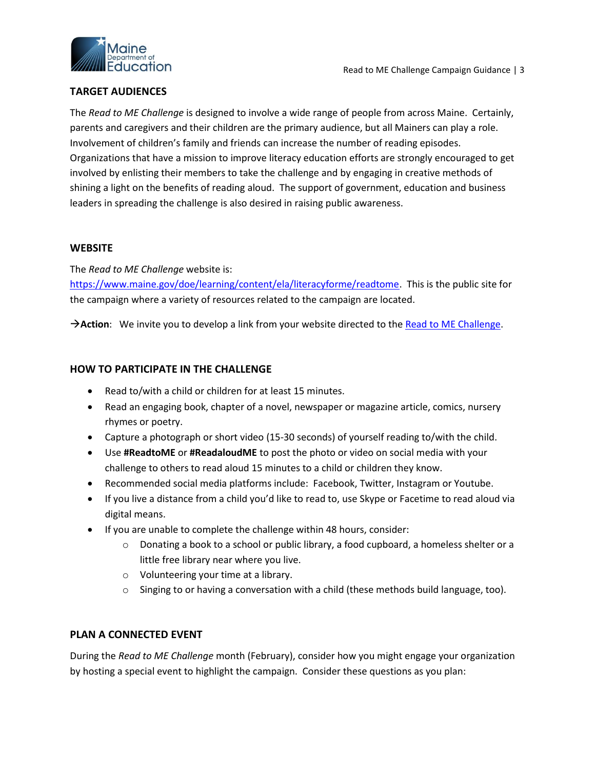## TARGET AUDIENCES

The *Read to ME Challenge* is designed to involve a wide range of people from across Maine. Certainly, parents and caregivers and their children are the primary audience, but all Mainers can play a role. Involvement of children's family and friends can increase the number of reading episodes. Organizations that have a mission to improve literacy education efforts are strongly encouraged to get involved by enlisting their members to take the challenge and by engaging in creative methods of shining a light on the benefits of reading aloud. The support of government, education and business leaders in spreading the challenge is also desired in raising public awareness.

## WEBSITE

The *Read to ME Challenge* website is: [https://www.maine.gov/doe/learning/content/ela/literacyforme/readtome](https://www.maine.gov/doe/learning/content/ela/literacyforme/readtome). This is the public site for the campaign where a variety of resources related to the campaign are located.

→**Action**: We invite you to develop a link from your website directed to the [Read to ME Challenge](https://www.maine.gov/doe/learning/content/ela/literacyforme/readtome).

## HOW TO PARTICIPATE IN THE CHALLENGE

- Read to/with a child or children for at least 15 minutes.
- Read an engaging book, chapter of a novel, newspaper or magazine article, comics, nursery rhymes or poetry.
- Capture a photograph or short video (15-30 seconds) of yourself reading to/with the child.
- Use **#ReadtoME** or **#ReadaloudME** to post the photo or video on social media with your challenge to others to read aloud 15 minutes to a child or children they know.
- Recommended social media platforms include: Facebook, Twitter, Instagram or Youtube.
- If you live a distance from a child you'd like to read to, use Skype or Facetime to read aloud via digital means.
- If you are unable to complete the challenge within 48 hours, consider:
  - Donating a book to a school or public library, a food cupboard, a homeless shelter or a little free library near where you live.
  - Volunteering your time at a library.
  - Singing to or having a conversation with a child (these methods build language, too).

## PLAN A CONNECTED EVENT

During the *Read to ME Challenge* month (February), consider how you might engage your organization by hosting a special event to highlight the campaign. Consider these questions as you plan: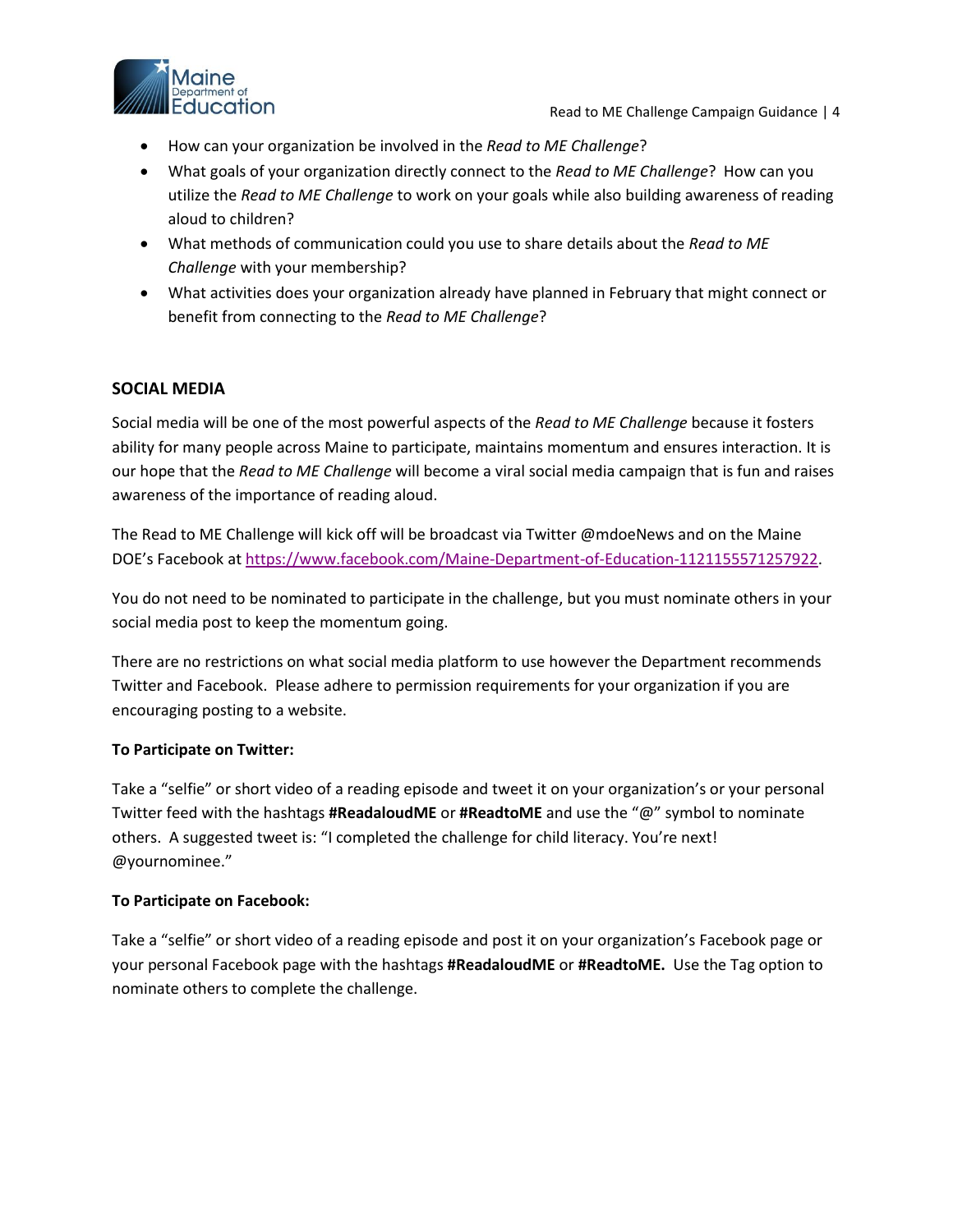- How can your organization be involved in the *Read to ME Challenge*?
- What goals of your organization directly connect to the *Read to ME Challenge*? How can you utilize the *Read to ME Challenge* to work on your goals while also building awareness of reading aloud to children?
- What methods of communication could you use to share details about the *Read to ME Challenge* with your membership?
- What activities does your organization already have planned in February that might connect or benefit from connecting to the *Read to ME Challenge*?

## SOCIAL MEDIA

Social media will be one of the most powerful aspects of the *Read to ME Challenge* because it fosters ability for many people across Maine to participate, maintains momentum and ensures interaction. It is our hope that the *Read to ME Challenge* will become a viral social media campaign that is fun and raises awareness of the importance of reading aloud.

The Read to ME Challenge will kick off will be broadcast via Twitter @mdoeNews and on the Maine DOE's Facebook at [https://www.facebook.com/Maine-Department-of-Education-1121155571257922](https://www.facebook.com/Maine-Department-of-Education-1121155571257922).

You do not need to be nominated to participate in the challenge, but you must nominate others in your social media post to keep the momentum going.

There are no restrictions on what social media platform to use however the Department recommends Twitter and Facebook. Please adhere to permission requirements for your organization if you are encouraging posting to a website.

**To Participate on Twitter:**

Take a "selfie" or short video of a reading episode and tweet it on your organization's or your personal Twitter feed with the hashtags **#ReadaloudME** or **#ReadtoME** and use the "@" symbol to nominate others. A suggested tweet is: "I completed the challenge for child literacy. You're next! @yournominee."

**To Participate on Facebook:**

Take a "selfie" or short video of a reading episode and post it on your organization's Facebook page or your personal Facebook page with the hashtags **#ReadaloudME** or **#ReadtoME.** Use the Tag option to nominate others to complete the challenge.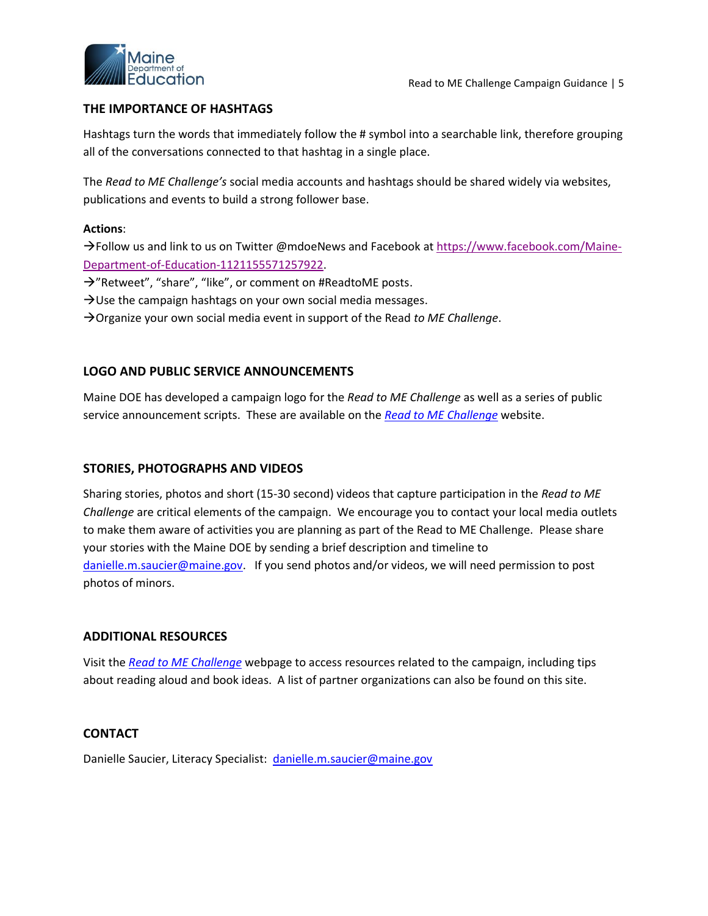## THE IMPORTANCE OF HASHTAGS

Hashtags turn the words that immediately follow the # symbol into a searchable link, therefore grouping all of the conversations connected to that hashtag in a single place.

The *Read to ME Challenge's* social media accounts and hashtags should be shared widely via websites, publications and events to build a strong follower base.

**Actions**:

→Follow us and link to us on Twitter @mdoeNews and Facebook at [https://www.facebook.com/Maine-Department-of-Education-1121155571257922](https://www.facebook.com/Maine-Department-of-Education-1121155571257922).

→"Retweet", "share", "like", or comment on #ReadtoME posts.

→Use the campaign hashtags on your own social media messages.

→Organize your own social media event in support of the Read *to ME Challenge*.

## LOGO AND PUBLIC SERVICE ANNOUNCEMENTS

Maine DOE has developed a campaign logo for the *Read to ME Challenge* as well as a series of public service announcement scripts. These are available on the *Read to ME Challenge* website.

## STORIES, PHOTOGRAPHS AND VIDEOS

Sharing stories, photos and short (15-30 second) videos that capture participation in the *Read to ME Challenge* are critical elements of the campaign. We encourage you to contact your local media outlets to make them aware of activities you are planning as part of the Read to ME Challenge. Please share your stories with the Maine DOE by sending a brief description and timeline to danielle.m.saucier@maine.gov. If you send photos and/or videos, we will need permission to post photos of minors.

## ADDITIONAL RESOURCES

Visit the *Read to ME Challenge* webpage to access resources related to the campaign, including tips about reading aloud and book ideas. A list of partner organizations can also be found on this site.

## CONTACT

Danielle Saucier, Literacy Specialist: danielle.m.saucier@maine.gov